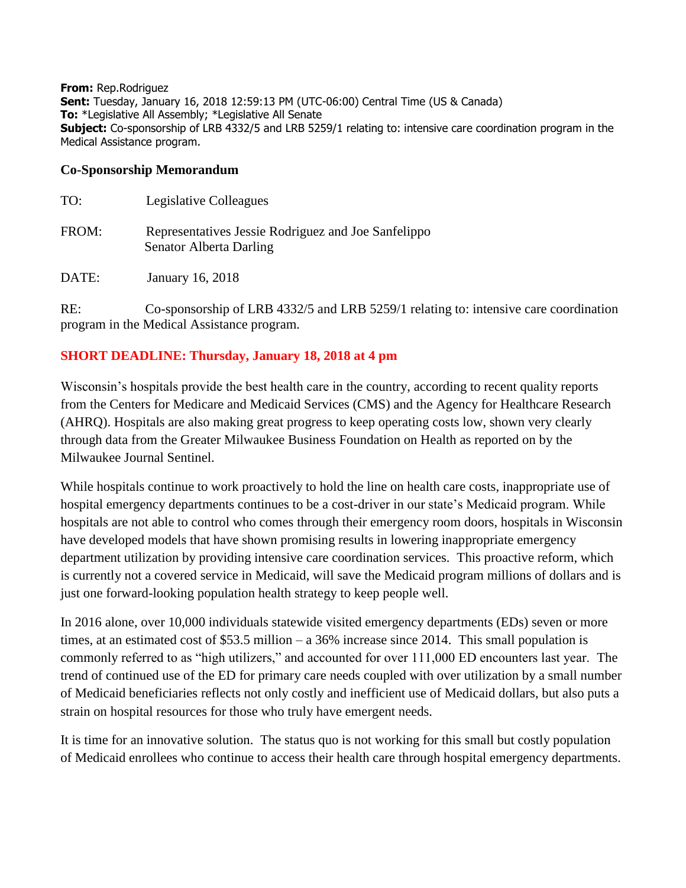**From:** Rep.Rodriguez
**Sent:** Tuesday, January 16, 2018 12:59:13 PM (UTC-06:00) Central Time (US & Canada)
**To:** *Legislative All Assembly; *Legislative All Senate
**Subject:** Co-sponsorship of LRB 4332/5 and LRB 5259/1 relating to: intensive care coordination program in the Medical Assistance program.

## Co-Sponsorship Memorandum

TO: Legislative Colleagues

FROM: Representatives Jessie Rodriguez and Joe Sanfelippo
Senator Alberta Darling

DATE: January 16, 2018

RE: Co-sponsorship of LRB 4332/5 and LRB 5259/1 relating to: intensive care coordination program in the Medical Assistance program.

**SHORT DEADLINE: Thursday, January 18, 2018 at 4 pm**

Wisconsin's hospitals provide the best health care in the country, according to recent quality reports from the Centers for Medicare and Medicaid Services (CMS) and the Agency for Healthcare Research (AHRQ). Hospitals are also making great progress to keep operating costs low, shown very clearly through data from the Greater Milwaukee Business Foundation on Health as reported on by the Milwaukee Journal Sentinel.

While hospitals continue to work proactively to hold the line on health care costs, inappropriate use of hospital emergency departments continues to be a cost-driver in our state's Medicaid program. While hospitals are not able to control who comes through their emergency room doors, hospitals in Wisconsin have developed models that have shown promising results in lowering inappropriate emergency department utilization by providing intensive care coordination services. This proactive reform, which is currently not a covered service in Medicaid, will save the Medicaid program millions of dollars and is just one forward-looking population health strategy to keep people well.

In 2016 alone, over 10,000 individuals statewide visited emergency departments (EDs) seven or more times, at an estimated cost of $53.5 million – a 36% increase since 2014. This small population is commonly referred to as "high utilizers," and accounted for over 111,000 ED encounters last year. The trend of continued use of the ED for primary care needs coupled with over utilization by a small number of Medicaid beneficiaries reflects not only costly and inefficient use of Medicaid dollars, but also puts a strain on hospital resources for those who truly have emergent needs.

It is time for an innovative solution. The status quo is not working for this small but costly population of Medicaid enrollees who continue to access their health care through hospital emergency departments.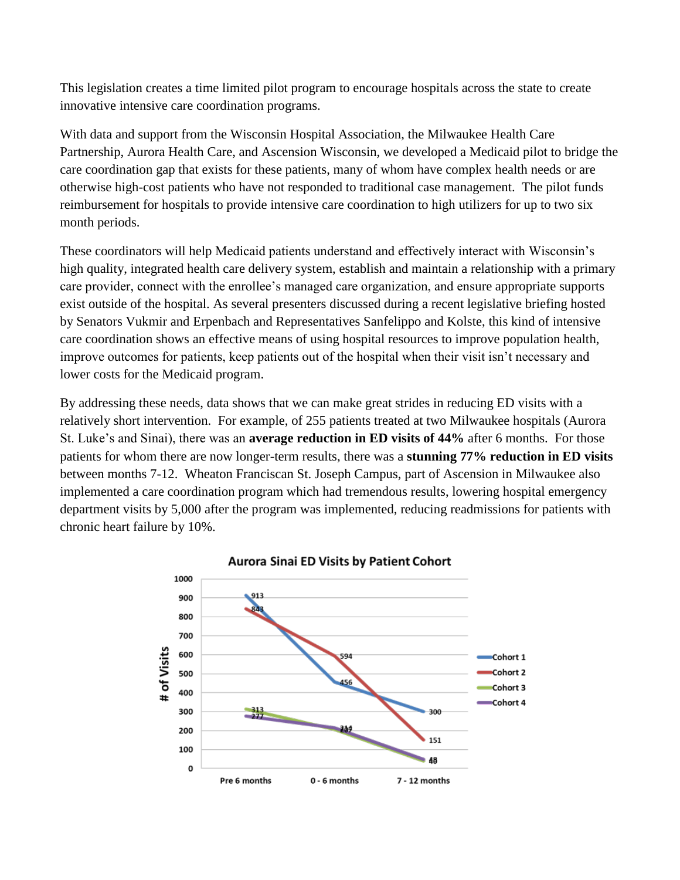This legislation creates a time limited pilot program to encourage hospitals across the state to create innovative intensive care coordination programs.

With data and support from the Wisconsin Hospital Association, the Milwaukee Health Care Partnership, Aurora Health Care, and Ascension Wisconsin, we developed a Medicaid pilot to bridge the care coordination gap that exists for these patients, many of whom have complex health needs or are otherwise high-cost patients who have not responded to traditional case management. The pilot funds reimbursement for hospitals to provide intensive care coordination to high utilizers for up to two six month periods.

These coordinators will help Medicaid patients understand and effectively interact with Wisconsin's high quality, integrated health care delivery system, establish and maintain a relationship with a primary care provider, connect with the enrollee's managed care organization, and ensure appropriate supports exist outside of the hospital. As several presenters discussed during a recent legislative briefing hosted by Senators Vukmir and Erpenbach and Representatives Sanfelippo and Kolste, this kind of intensive care coordination shows an effective means of using hospital resources to improve population health, improve outcomes for patients, keep patients out of the hospital when their visit isn't necessary and lower costs for the Medicaid program.

By addressing these needs, data shows that we can make great strides in reducing ED visits with a relatively short intervention. For example, of 255 patients treated at two Milwaukee hospitals (Aurora St. Luke's and Sinai), there was an **average reduction in ED visits of 44%** after 6 months. For those patients for whom there are now longer-term results, there was a **stunning 77% reduction in ED visits** between months 7-12. Wheaton Franciscan St. Joseph Campus, part of Ascension in Milwaukee also implemented a care coordination program which had tremendous results, lowering hospital emergency department visits by 5,000 after the program was implemented, reducing readmissions for patients with chronic heart failure by 10%.

**Aurora Sinai ED Visits by Patient Cohort**

| # of Visits | Pre 6 months | 0 - 6 months | 7 - 12 months |
|---|---|---|---|
| Cohort 1 | 913 | 456 | 300 |
| Cohort 2 | 843 | 594 | 151 |
| Cohort 3 | 313 | 207 | 40 |
| Cohort 4 | 277 | 214 | 48 |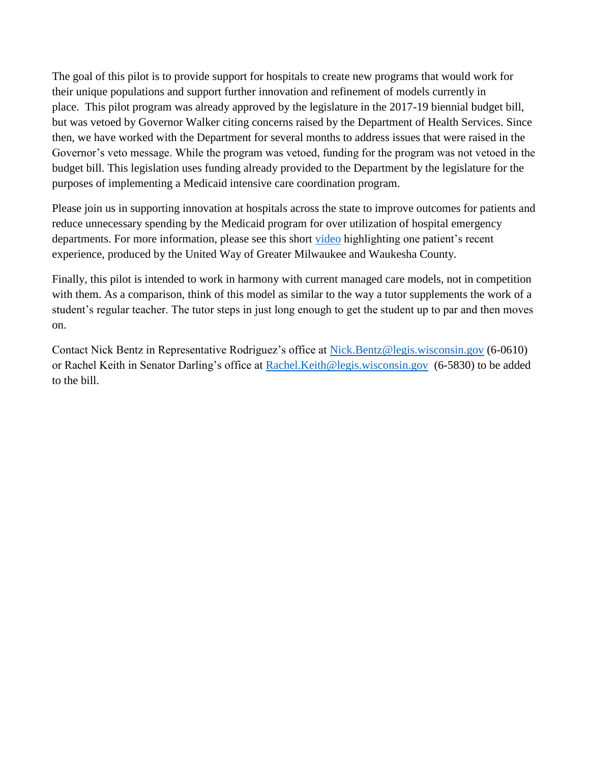The goal of this pilot is to provide support for hospitals to create new programs that would work for their unique populations and support further innovation and refinement of models currently in place. This pilot program was already approved by the legislature in the 2017-19 biennial budget bill, but was vetoed by Governor Walker citing concerns raised by the Department of Health Services. Since then, we have worked with the Department for several months to address issues that were raised in the Governor's veto message. While the program was vetoed, funding for the program was not vetoed in the budget bill. This legislation uses funding already provided to the Department by the legislature for the purposes of implementing a Medicaid intensive care coordination program.

Please join us in supporting innovation at hospitals across the state to improve outcomes for patients and reduce unnecessary spending by the Medicaid program for over utilization of hospital emergency departments. For more information, please see this short video highlighting one patient's recent experience, produced by the United Way of Greater Milwaukee and Waukesha County.

Finally, this pilot is intended to work in harmony with current managed care models, not in competition with them. As a comparison, think of this model as similar to the way a tutor supplements the work of a student's regular teacher. The tutor steps in just long enough to get the student up to par and then moves on.

Contact Nick Bentz in Representative Rodriguez's office at Nick.Bentz@legis.wisconsin.gov (6-0610) or Rachel Keith in Senator Darling's office at Rachel.Keith@legis.wisconsin.gov (6-5830) to be added to the bill.